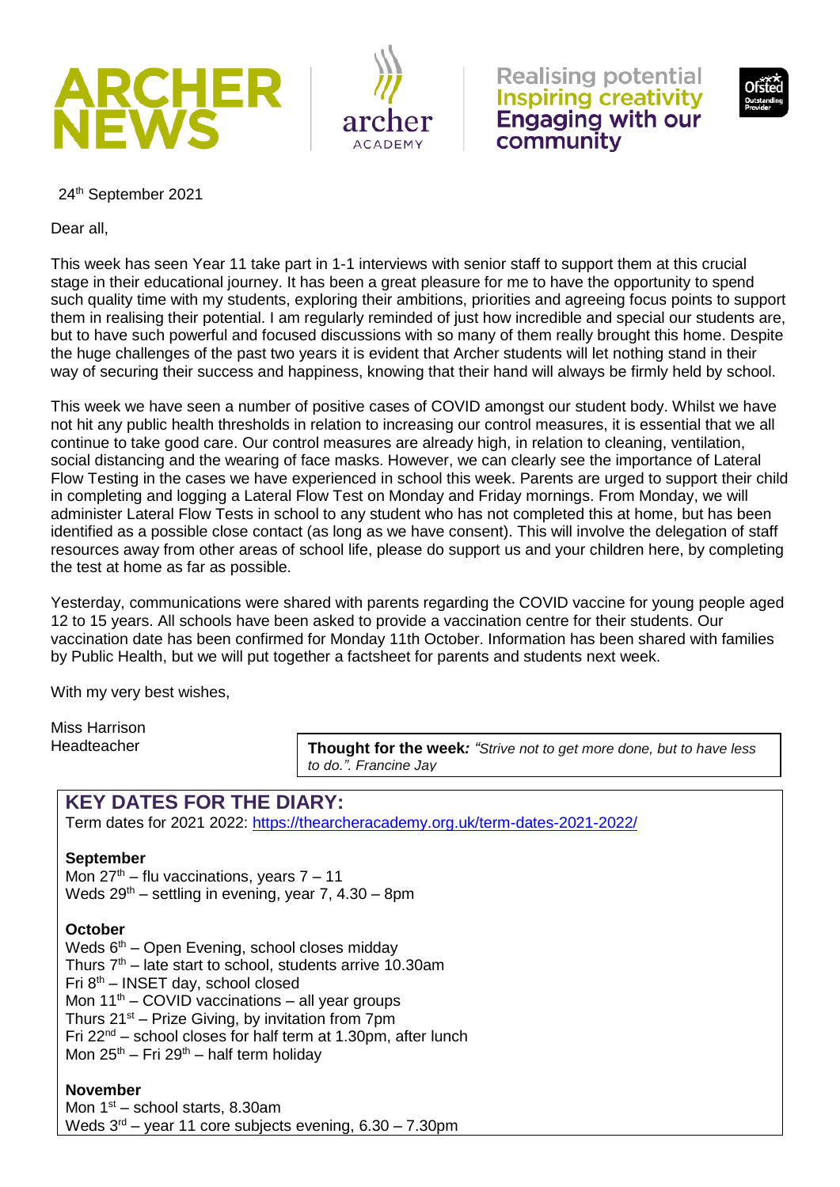# ARCHER NEWS

archer ACADEMY

Realising potential
Inspiring creativity
Engaging with our community

24th September 2021

Dear all,

This week has seen Year 11 take part in 1-1 interviews with senior staff to support them at this crucial stage in their educational journey. It has been a great pleasure for me to have the opportunity to spend such quality time with my students, exploring their ambitions, priorities and agreeing focus points to support them in realising their potential. I am regularly reminded of just how incredible and special our students are, but to have such powerful and focused discussions with so many of them really brought this home. Despite the huge challenges of the past two years it is evident that Archer students will let nothing stand in their way of securing their success and happiness, knowing that their hand will always be firmly held by school.

This week we have seen a number of positive cases of COVID amongst our student body. Whilst we have not hit any public health thresholds in relation to increasing our control measures, it is essential that we all continue to take good care. Our control measures are already high, in relation to cleaning, ventilation, social distancing and the wearing of face masks. However, we can clearly see the importance of Lateral Flow Testing in the cases we have experienced in school this week. Parents are urged to support their child in completing and logging a Lateral Flow Test on Monday and Friday mornings. From Monday, we will administer Lateral Flow Tests in school to any student who has not completed this at home, but has been identified as a possible close contact (as long as we have consent). This will involve the delegation of staff resources away from other areas of school life, please do support us and your children here, by completing the test at home as far as possible.

Yesterday, communications were shared with parents regarding the COVID vaccine for young people aged 12 to 15 years. All schools have been asked to provide a vaccination centre for their students. Our vaccination date has been confirmed for Monday 11th October. Information has been shared with families by Public Health, but we will put together a factsheet for parents and students next week.

With my very best wishes,

Miss Harrison
Headteacher

**Thought for the week:** *"Strive not to get more done, but to have less to do.". Francine Jay*

## KEY DATES FOR THE DIARY:

Term dates for 2021 2022: https://thearcheracademy.org.uk/term-dates-2021-2022/

**September**
Mon 27th – flu vaccinations, years 7 – 11
Weds 29th – settling in evening, year 7, 4.30 – 8pm

**October**
Weds 6th – Open Evening, school closes midday
Thurs 7th – late start to school, students arrive 10.30am
Fri 8th – INSET day, school closed
Mon 11th – COVID vaccinations – all year groups
Thurs 21st – Prize Giving, by invitation from 7pm
Fri 22nd – school closes for half term at 1.30pm, after lunch
Mon 25th – Fri 29th – half term holiday

**November**
Mon 1st – school starts, 8.30am
Weds 3rd – year 11 core subjects evening, 6.30 – 7.30pm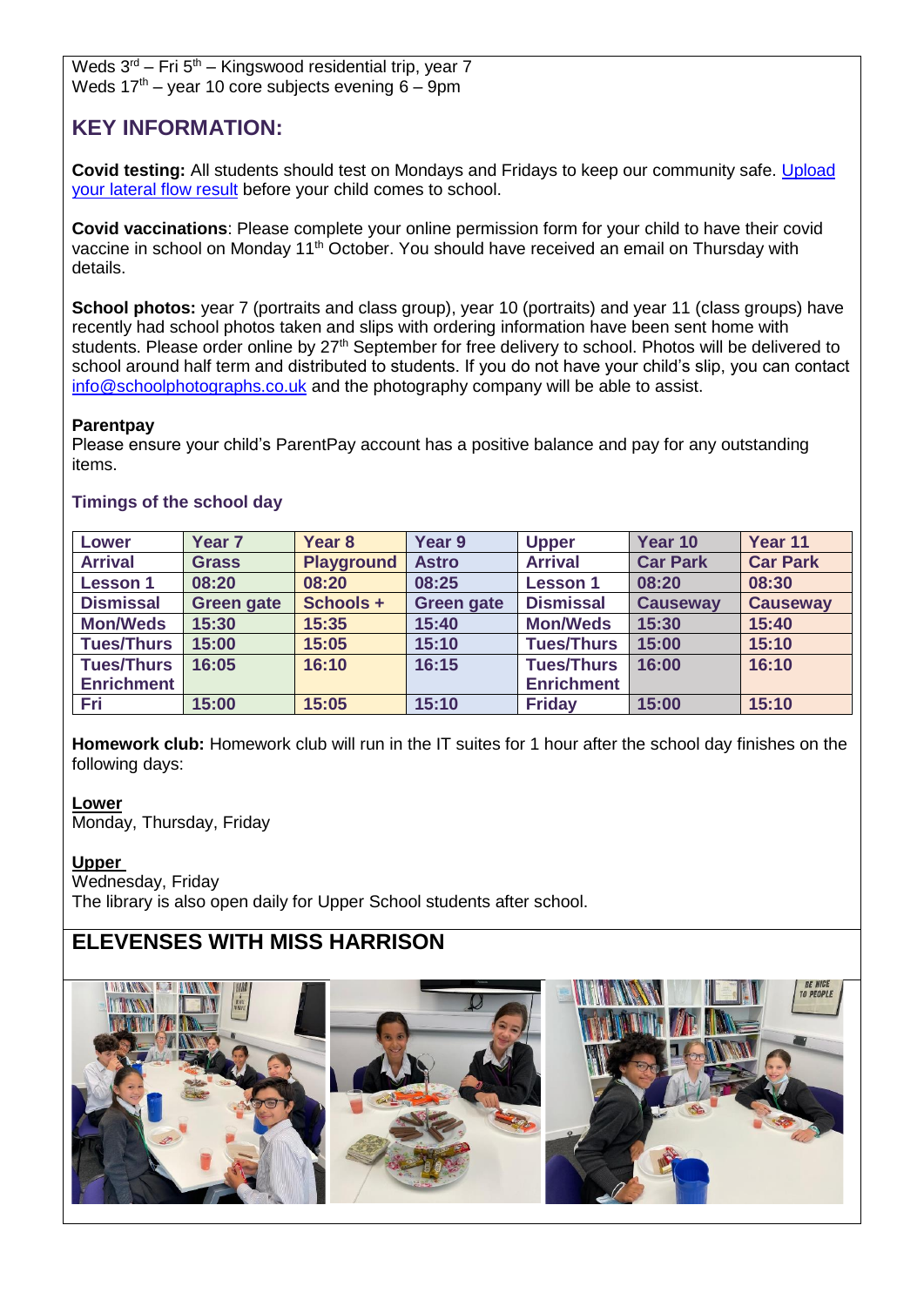Weds 3rd – Fri 5th – Kingswood residential trip, year 7
Weds 17th – year 10 core subjects evening 6 – 9pm

## KEY INFORMATION:

**Covid testing:** All students should test on Mondays and Fridays to keep our community safe. Upload your lateral flow result before your child comes to school.

**Covid vaccinations**: Please complete your online permission form for your child to have their covid vaccine in school on Monday 11th October. You should have received an email on Thursday with details.

**School photos:** year 7 (portraits and class group), year 10 (portraits) and year 11 (class groups) have recently had school photos taken and slips with ordering information have been sent home with students. Please order online by 27th September for free delivery to school. Photos will be delivered to school around half term and distributed to students. If you do not have your child's slip, you can contact info@schoolphotographs.co.uk and the photography company will be able to assist.

**Parentpay**
Please ensure your child's ParentPay account has a positive balance and pay for any outstanding items.

### Timings of the school day

| Lower | Year 7 | Year 8 | Year 9 | Upper | Year 10 | Year 11 |
|---|---|---|---|---|---|---|
| Arrival | Grass | Playground | Astro | Arrival | Car Park | Car Park |
| Lesson 1 | 08:20 | 08:20 | 08:25 | Lesson 1 | 08:20 | 08:30 |
| Dismissal | Green gate | Schools + | Green gate | Dismissal | Causeway | Causeway |
| Mon/Weds | 15:30 | 15:35 | 15:40 | Mon/Weds | 15:30 | 15:40 |
| Tues/Thurs | 15:00 | 15:05 | 15:10 | Tues/Thurs | 15:00 | 15:10 |
| Tues/Thurs Enrichment | 16:05 | 16:10 | 16:15 | Tues/Thurs Enrichment | 16:00 | 16:10 |
| Fri | 15:00 | 15:05 | 15:10 | Friday | 15:00 | 15:10 |

**Homework club:** Homework club will run in the IT suites for 1 hour after the school day finishes on the following days:

**Lower**
Monday, Thursday, Friday

**Upper**
Wednesday, Friday
The library is also open daily for Upper School students after school.

## ELEVENSES WITH MISS HARRISON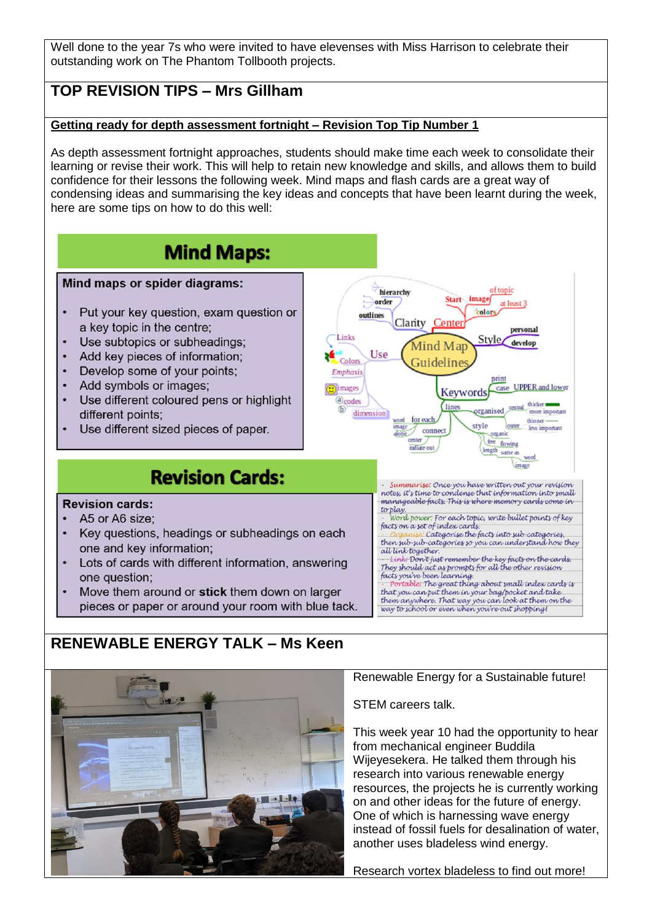Well done to the year 7s who were invited to have elevenses with Miss Harrison to celebrate their outstanding work on The Phantom Tollbooth projects.

## TOP REVISION TIPS – Mrs Gillham

**Getting ready for depth assessment fortnight – Revision Top Tip Number 1**

As depth assessment fortnight approaches, students should make time each week to consolidate their learning or revise their work. This will help to retain new knowledge and skills, and allows them to build confidence for their lessons the following week. Mind maps and flash cards are a great way of condensing ideas and summarising the key ideas and concepts that have been learnt during the week, here are some tips on how to do this well:

### Mind Maps:

**Mind maps or spider diagrams:**

- Put your key question, exam question or a key topic in the centre;
- Use subtopics or subheadings;
- Add key pieces of information;
- Develop some of your points;
- Add symbols or images;
- Use different coloured pens or highlight different points;
- Use different sized pieces of paper.

### Revision Cards:

**Revision cards:**

- A5 or A6 size;
- Key questions, headings or subheadings on each one and key information;
- Lots of cards with different information, answering one question;
- Move them around or **stick** them down on larger pieces or paper or around your room with blue tack.

- *Summarise:* Once you have written out your revision notes, it's time to condense that information into small manageable facts. This is where memory cards come in to play.
- *Word power:* For each topic, write bullet points of key facts on a set of index cards.
- *Organise:* Categorise the facts into sub-categories, then sub-sub-categories so you can understand how they all link together.
- *Link:* Don't just remember the key facts on the cards. They should act as prompts for all the other revision facts you've been learning.
- *Portable:* The great thing about small index cards is that you can put them in your bag/pocket and take them anywhere. That way you can look at them on the way to school or even when you're out shopping!

## RENEWABLE ENERGY TALK – Ms Keen

Renewable Energy for a Sustainable future!

STEM careers talk.

This week year 10 had the opportunity to hear from mechanical engineer Buddila Wijeyesekera. He talked them through his research into various renewable energy resources, the projects he is currently working on and other ideas for the future of energy. One of which is harnessing wave energy instead of fossil fuels for desalination of water, another uses bladeless wind energy.

Research vortex bladeless to find out more!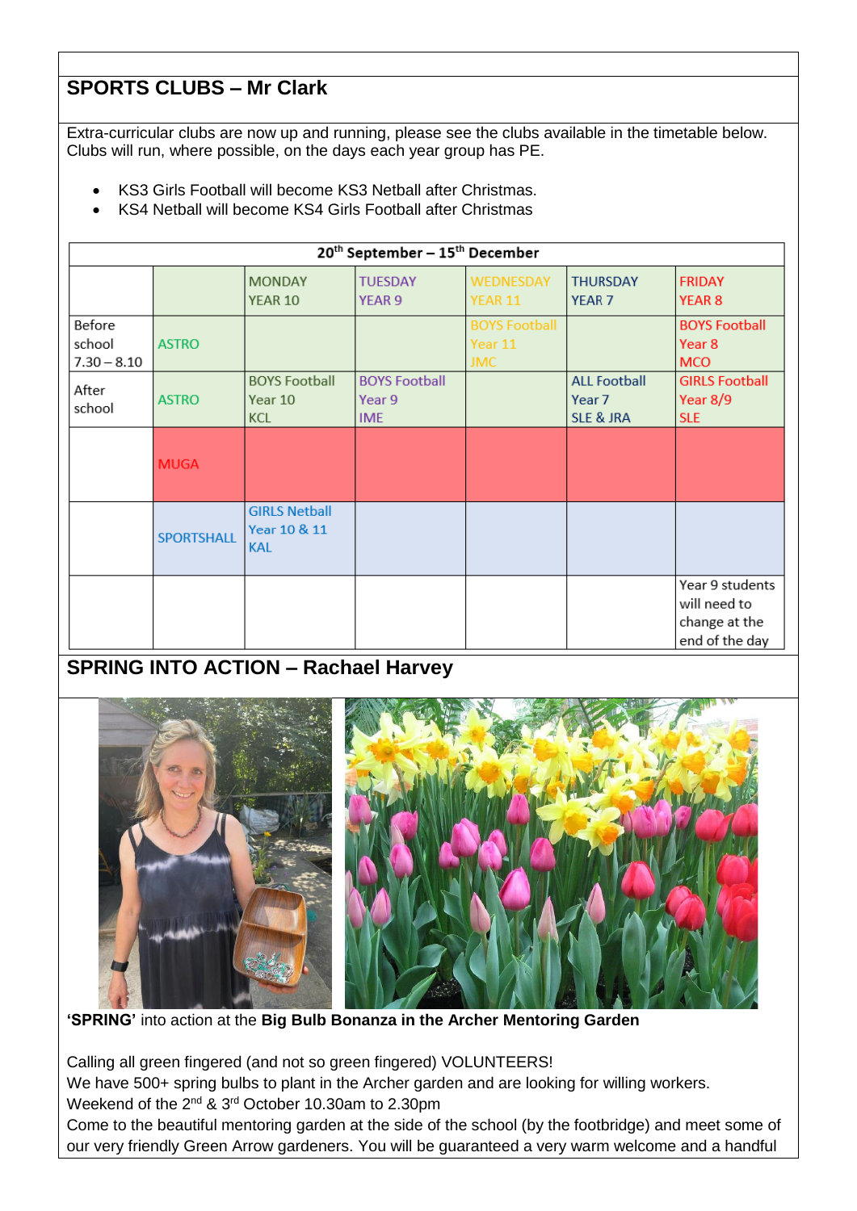## SPORTS CLUBS – Mr Clark

Extra-curricular clubs are now up and running, please see the clubs available in the timetable below. Clubs will run, where possible, on the days each year group has PE.

- KS3 Girls Football will become KS3 Netball after Christmas.
- KS4 Netball will become KS4 Girls Football after Christmas

| 20th September – 15th December | | | | | | |
|---|---|---|---|---|---|---|
| | | MONDAY YEAR 10 | TUESDAY YEAR 9 | WEDNESDAY YEAR 11 | THURSDAY YEAR 7 | FRIDAY YEAR 8 |
| Before school 7.30 – 8.10 | ASTRO | | | BOYS Football Year 11 JMC | | BOYS Football Year 8 MCO |
| After school | ASTRO | BOYS Football Year 10 KCL | BOYS Football Year 9 IME | | ALL Football Year 7 SLE & JRA | GIRLS Football Year 8/9 SLE |
| | MUGA | | | | | |
| | SPORTSHALL | GIRLS Netball Year 10 & 11 KAL | | | | |
| | | | | | | Year 9 students will need to change at the end of the day |

## SPRING INTO ACTION – Rachael Harvey

**'SPRING'** into action at the **Big Bulb Bonanza in the Archer Mentoring Garden**

Calling all green fingered (and not so green fingered) VOLUNTEERS!
We have 500+ spring bulbs to plant in the Archer garden and are looking for willing workers.
Weekend of the 2nd & 3rd October 10.30am to 2.30pm
Come to the beautiful mentoring garden at the side of the school (by the footbridge) and meet some of our very friendly Green Arrow gardeners. You will be guaranteed a very warm welcome and a handful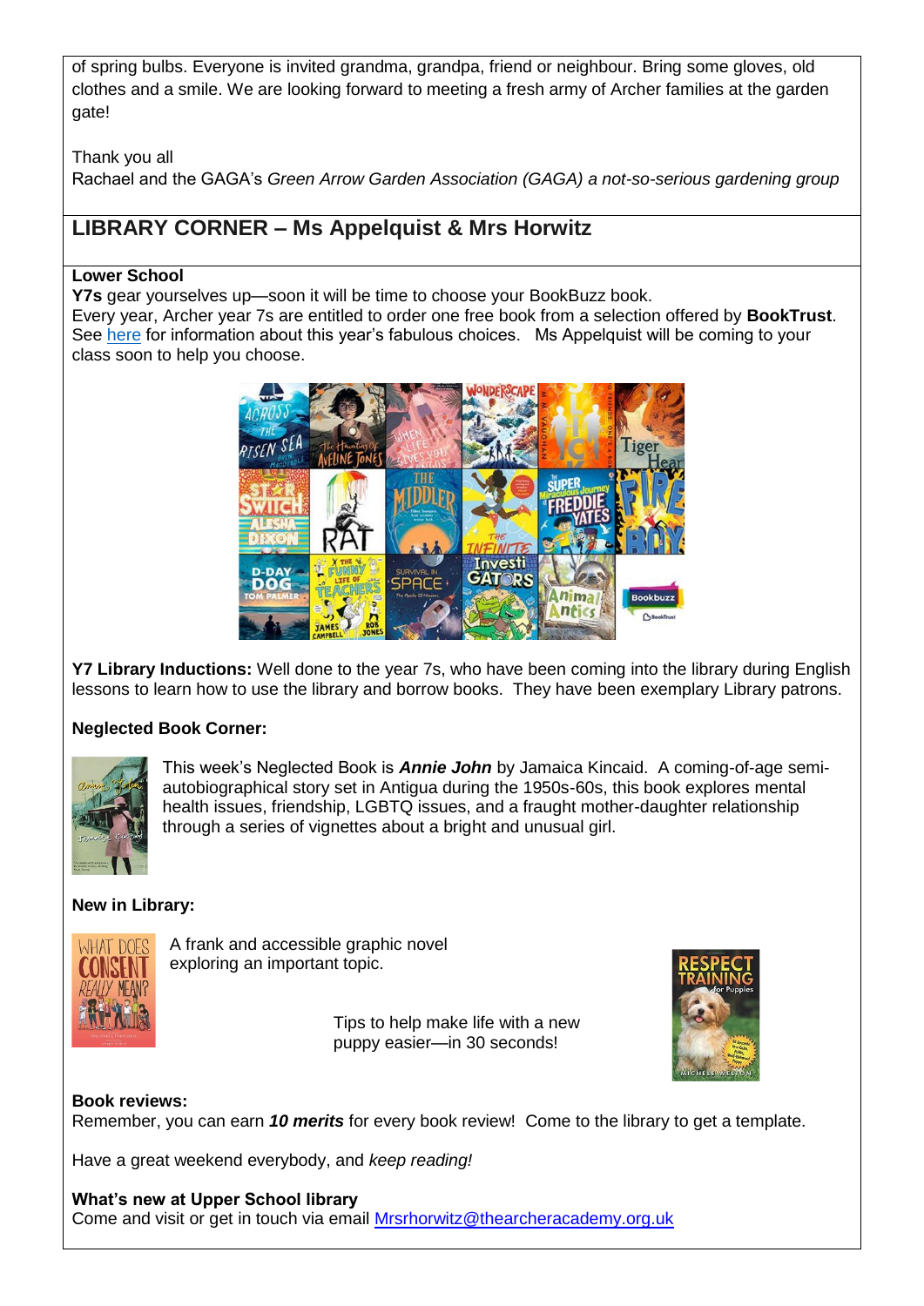of spring bulbs. Everyone is invited grandma, grandpa, friend or neighbour. Bring some gloves, old clothes and a smile. We are looking forward to meeting a fresh army of Archer families at the garden gate!

Thank you all

Rachael and the GAGA's *Green Arrow Garden Association (GAGA) a not-so-serious gardening group*

## LIBRARY CORNER – Ms Appelquist & Mrs Horwitz

**Lower School**

**Y7s** gear yourselves up—soon it will be time to choose your BookBuzz book.

Every year, Archer year 7s are entitled to order one free book from a selection offered by **BookTrust**. See here for information about this year's fabulous choices. Ms Appelquist will be coming to your class soon to help you choose.

**Y7 Library Inductions:** Well done to the year 7s, who have been coming into the library during English lessons to learn how to use the library and borrow books. They have been exemplary Library patrons.

**Neglected Book Corner:**

This week's Neglected Book is ***Annie John*** by Jamaica Kincaid. A coming-of-age semi-autobiographical story set in Antigua during the 1950s-60s, this book explores mental health issues, friendship, LGBTQ issues, and a fraught mother-daughter relationship through a series of vignettes about a bright and unusual girl.

**New in Library:**

A frank and accessible graphic novel exploring an important topic.

Tips to help make life with a new puppy easier—in 30 seconds!

**Book reviews:**

Remember, you can earn ***10 merits*** for every book review! Come to the library to get a template.

Have a great weekend everybody, and *keep reading!*

**What's new at Upper School library**

Come and visit or get in touch via email Mrsrhorwitz@thearcheracademy.org.uk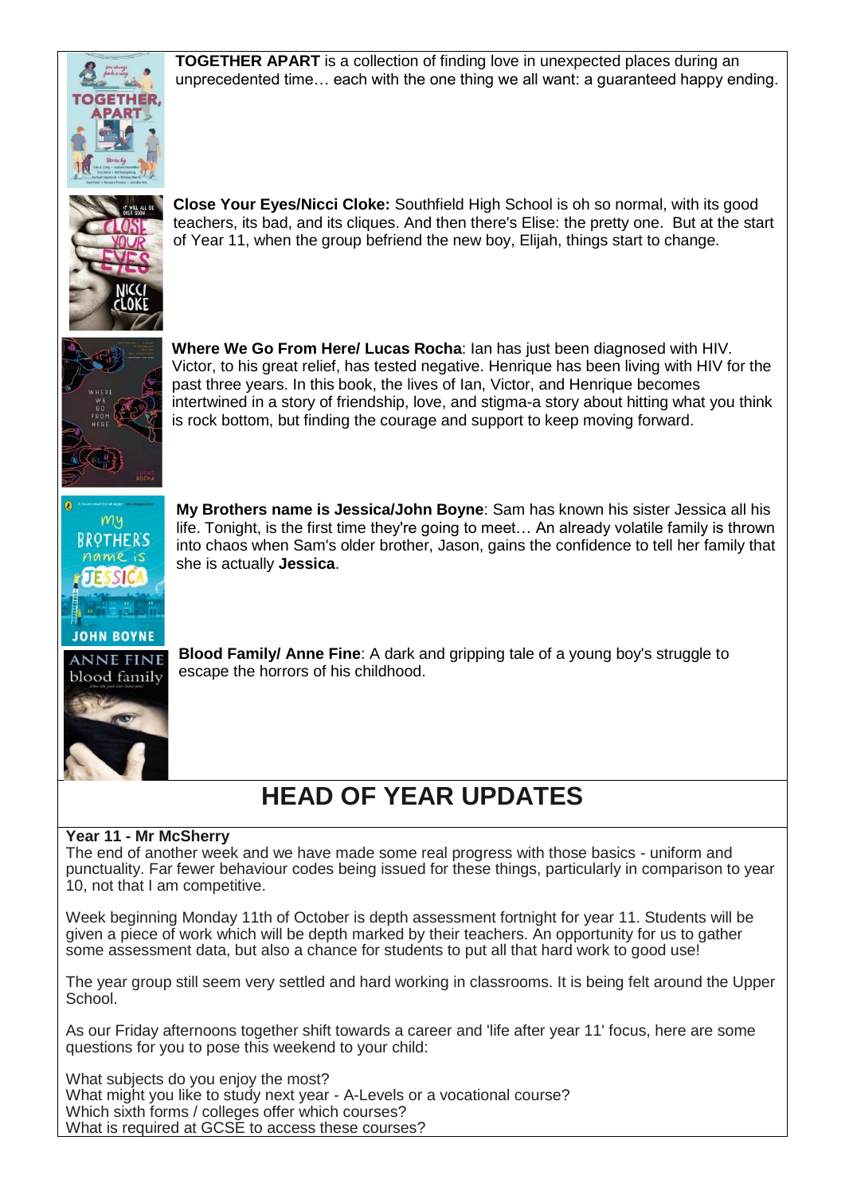**TOGETHER APART** is a collection of finding love in unexpected places during an unprecedented time… each with the one thing we all want: a guaranteed happy ending.

**Close Your Eyes/Nicci Cloke:** Southfield High School is oh so normal, with its good teachers, its bad, and its cliques. And then there's Elise: the pretty one. But at the start of Year 11, when the group befriend the new boy, Elijah, things start to change.

**Where We Go From Here/ Lucas Rocha**: Ian has just been diagnosed with HIV. Victor, to his great relief, has tested negative. Henrique has been living with HIV for the past three years. In this book, the lives of Ian, Victor, and Henrique becomes intertwined in a story of friendship, love, and stigma-a story about hitting what you think is rock bottom, but finding the courage and support to keep moving forward.

**My Brothers name is Jessica/John Boyne**: Sam has known his sister Jessica all his life. Tonight, is the first time they're going to meet… An already volatile family is thrown into chaos when Sam's older brother, Jason, gains the confidence to tell her family that she is actually **Jessica**.

**Blood Family/ Anne Fine**: A dark and gripping tale of a young boy's struggle to escape the horrors of his childhood.

# HEAD OF YEAR UPDATES

**Year 11 - Mr McSherry**

The end of another week and we have made some real progress with those basics - uniform and punctuality. Far fewer behaviour codes being issued for these things, particularly in comparison to year 10, not that I am competitive.

Week beginning Monday 11th of October is depth assessment fortnight for year 11. Students will be given a piece of work which will be depth marked by their teachers. An opportunity for us to gather some assessment data, but also a chance for students to put all that hard work to good use!

The year group still seem very settled and hard working in classrooms. It is being felt around the Upper School.

As our Friday afternoons together shift towards a career and 'life after year 11' focus, here are some questions for you to pose this weekend to your child:

What subjects do you enjoy the most?
What might you like to study next year - A-Levels or a vocational course?
Which sixth forms / colleges offer which courses?
What is required at GCSE to access these courses?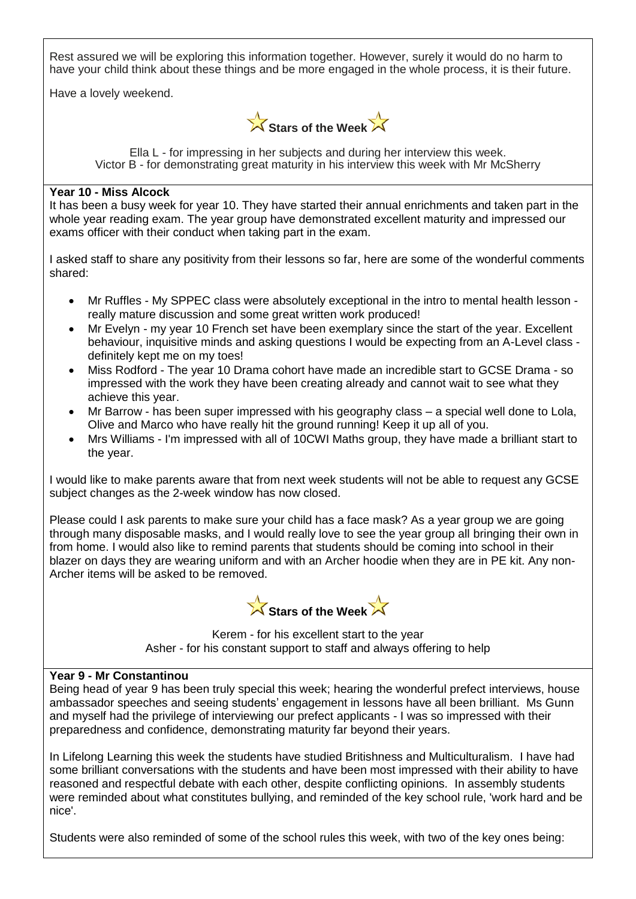Rest assured we will be exploring this information together. However, surely it would do no harm to have your child think about these things and be more engaged in the whole process, it is their future.

Have a lovely weekend.

**Stars of the Week**

Ella L - for impressing in her subjects and during her interview this week.
Victor B - for demonstrating great maturity in his interview this week with Mr McSherry

**Year 10 - Miss Alcock**

It has been a busy week for year 10. They have started their annual enrichments and taken part in the whole year reading exam. The year group have demonstrated excellent maturity and impressed our exams officer with their conduct when taking part in the exam.

I asked staff to share any positivity from their lessons so far, here are some of the wonderful comments shared:

- Mr Ruffles - My SPPEC class were absolutely exceptional in the intro to mental health lesson - really mature discussion and some great written work produced!
- Mr Evelyn - my year 10 French set have been exemplary since the start of the year. Excellent behaviour, inquisitive minds and asking questions I would be expecting from an A-Level class - definitely kept me on my toes!
- Miss Rodford - The year 10 Drama cohort have made an incredible start to GCSE Drama - so impressed with the work they have been creating already and cannot wait to see what they achieve this year.
- Mr Barrow - has been super impressed with his geography class – a special well done to Lola, Olive and Marco who have really hit the ground running! Keep it up all of you.
- Mrs Williams - I'm impressed with all of 10CWI Maths group, they have made a brilliant start to the year.

I would like to make parents aware that from next week students will not be able to request any GCSE subject changes as the 2-week window has now closed.

Please could I ask parents to make sure your child has a face mask? As a year group we are going through many disposable masks, and I would really love to see the year group all bringing their own in from home. I would also like to remind parents that students should be coming into school in their blazer on days they are wearing uniform and with an Archer hoodie when they are in PE kit. Any non-Archer items will be asked to be removed.

**Stars of the Week**

Kerem - for his excellent start to the year
Asher - for his constant support to staff and always offering to help

**Year 9 - Mr Constantinou**

Being head of year 9 has been truly special this week; hearing the wonderful prefect interviews, house ambassador speeches and seeing students' engagement in lessons have all been brilliant. Ms Gunn and myself had the privilege of interviewing our prefect applicants - I was so impressed with their preparedness and confidence, demonstrating maturity far beyond their years.

In Lifelong Learning this week the students have studied Britishness and Multiculturalism. I have had some brilliant conversations with the students and have been most impressed with their ability to have reasoned and respectful debate with each other, despite conflicting opinions. In assembly students were reminded about what constitutes bullying, and reminded of the key school rule, 'work hard and be nice'.

Students were also reminded of some of the school rules this week, with two of the key ones being: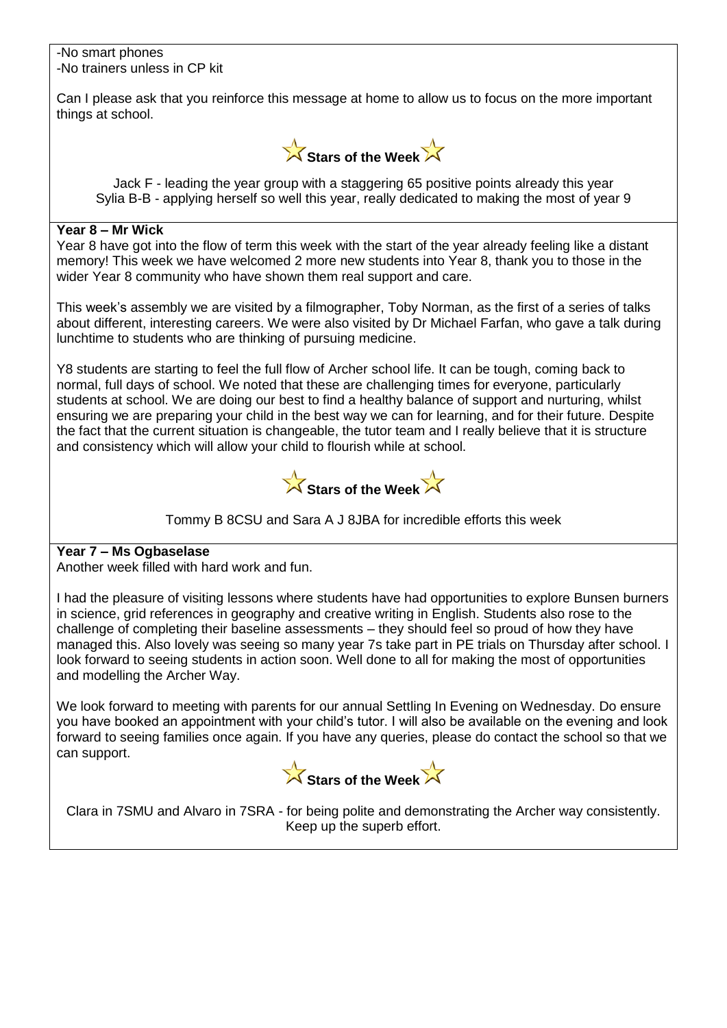-No smart phones
-No trainers unless in CP kit

Can I please ask that you reinforce this message at home to allow us to focus on the more important things at school.

**Stars of the Week**

Jack F - leading the year group with a staggering 65 positive points already this year
Sylia B-B - applying herself so well this year, really dedicated to making the most of year 9

**Year 8 – Mr Wick**

Year 8 have got into the flow of term this week with the start of the year already feeling like a distant memory! This week we have welcomed 2 more new students into Year 8, thank you to those in the wider Year 8 community who have shown them real support and care.

This week's assembly we are visited by a filmographer, Toby Norman, as the first of a series of talks about different, interesting careers. We were also visited by Dr Michael Farfan, who gave a talk during lunchtime to students who are thinking of pursuing medicine.

Y8 students are starting to feel the full flow of Archer school life. It can be tough, coming back to normal, full days of school. We noted that these are challenging times for everyone, particularly students at school. We are doing our best to find a healthy balance of support and nurturing, whilst ensuring we are preparing your child in the best way we can for learning, and for their future. Despite the fact that the current situation is changeable, the tutor team and I really believe that it is structure and consistency which will allow your child to flourish while at school.

**Stars of the Week**

Tommy B 8CSU and Sara A J 8JBA for incredible efforts this week

**Year 7 – Ms Ogbaselase**

Another week filled with hard work and fun.

I had the pleasure of visiting lessons where students have had opportunities to explore Bunsen burners in science, grid references in geography and creative writing in English. Students also rose to the challenge of completing their baseline assessments – they should feel so proud of how they have managed this. Also lovely was seeing so many year 7s take part in PE trials on Thursday after school. I look forward to seeing students in action soon. Well done to all for making the most of opportunities and modelling the Archer Way.

We look forward to meeting with parents for our annual Settling In Evening on Wednesday. Do ensure you have booked an appointment with your child's tutor. I will also be available on the evening and look forward to seeing families once again. If you have any queries, please do contact the school so that we can support.

**Stars of the Week**

Clara in 7SMU and Alvaro in 7SRA - for being polite and demonstrating the Archer way consistently. Keep up the superb effort.